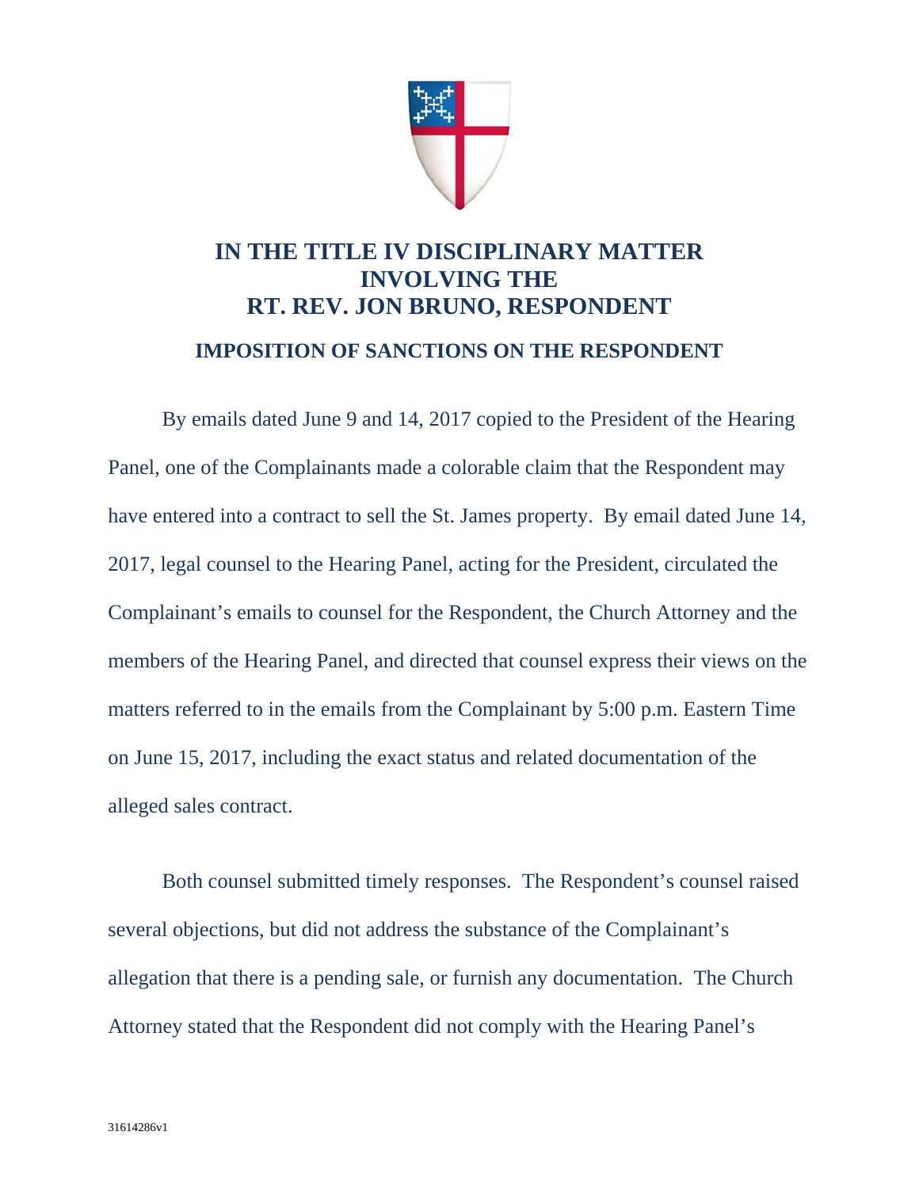# IN THE TITLE IV DISCIPLINARY MATTER INVOLVING THE RT. REV. JON BRUNO, RESPONDENT

## IMPOSITION OF SANCTIONS ON THE RESPONDENT

By emails dated June 9 and 14, 2017 copied to the President of the Hearing Panel, one of the Complainants made a colorable claim that the Respondent may have entered into a contract to sell the St. James property. By email dated June 14, 2017, legal counsel to the Hearing Panel, acting for the President, circulated the Complainant's emails to counsel for the Respondent, the Church Attorney and the members of the Hearing Panel, and directed that counsel express their views on the matters referred to in the emails from the Complainant by 5:00 p.m. Eastern Time on June 15, 2017, including the exact status and related documentation of the alleged sales contract.

Both counsel submitted timely responses. The Respondent's counsel raised several objections, but did not address the substance of the Complainant's allegation that there is a pending sale, or furnish any documentation. The Church Attorney stated that the Respondent did not comply with the Hearing Panel's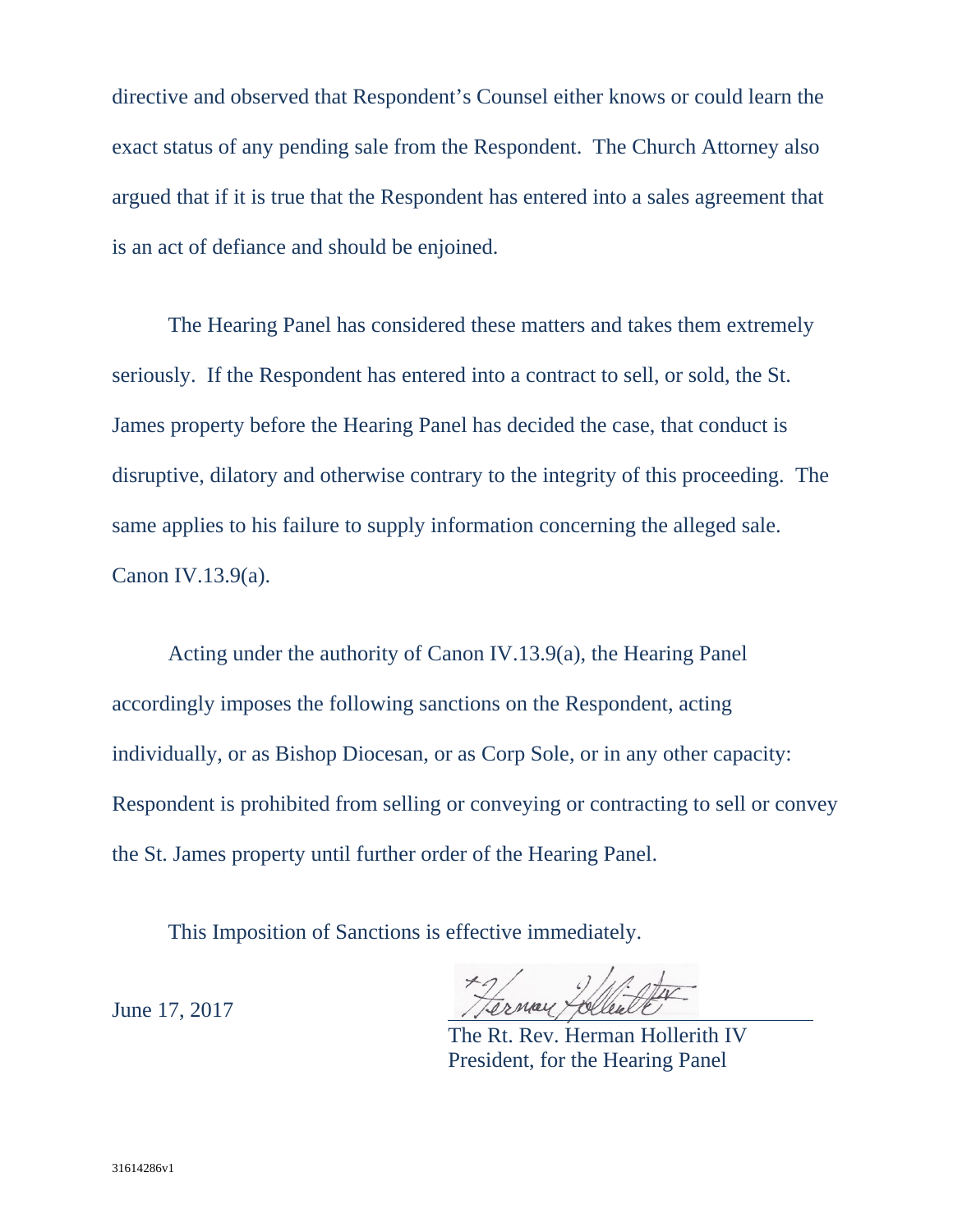directive and observed that Respondent's Counsel either knows or could learn the exact status of any pending sale from the Respondent. The Church Attorney also argued that if it is true that the Respondent has entered into a sales agreement that is an act of defiance and should be enjoined.

The Hearing Panel has considered these matters and takes them extremely seriously. If the Respondent has entered into a contract to sell, or sold, the St. James property before the Hearing Panel has decided the case, that conduct is disruptive, dilatory and otherwise contrary to the integrity of this proceeding. The same applies to his failure to supply information concerning the alleged sale. Canon IV.13.9(a).

Acting under the authority of Canon IV.13.9(a), the Hearing Panel accordingly imposes the following sanctions on the Respondent, acting individually, or as Bishop Diocesan, or as Corp Sole, or in any other capacity: Respondent is prohibited from selling or conveying or contracting to sell or convey the St. James property until further order of the Hearing Panel.

This Imposition of Sanctions is effective immediately.

June 17, 2017

+Herman Hollerith IV

The Rt. Rev. Herman Hollerith IV
President, for the Hearing Panel

31614286v1